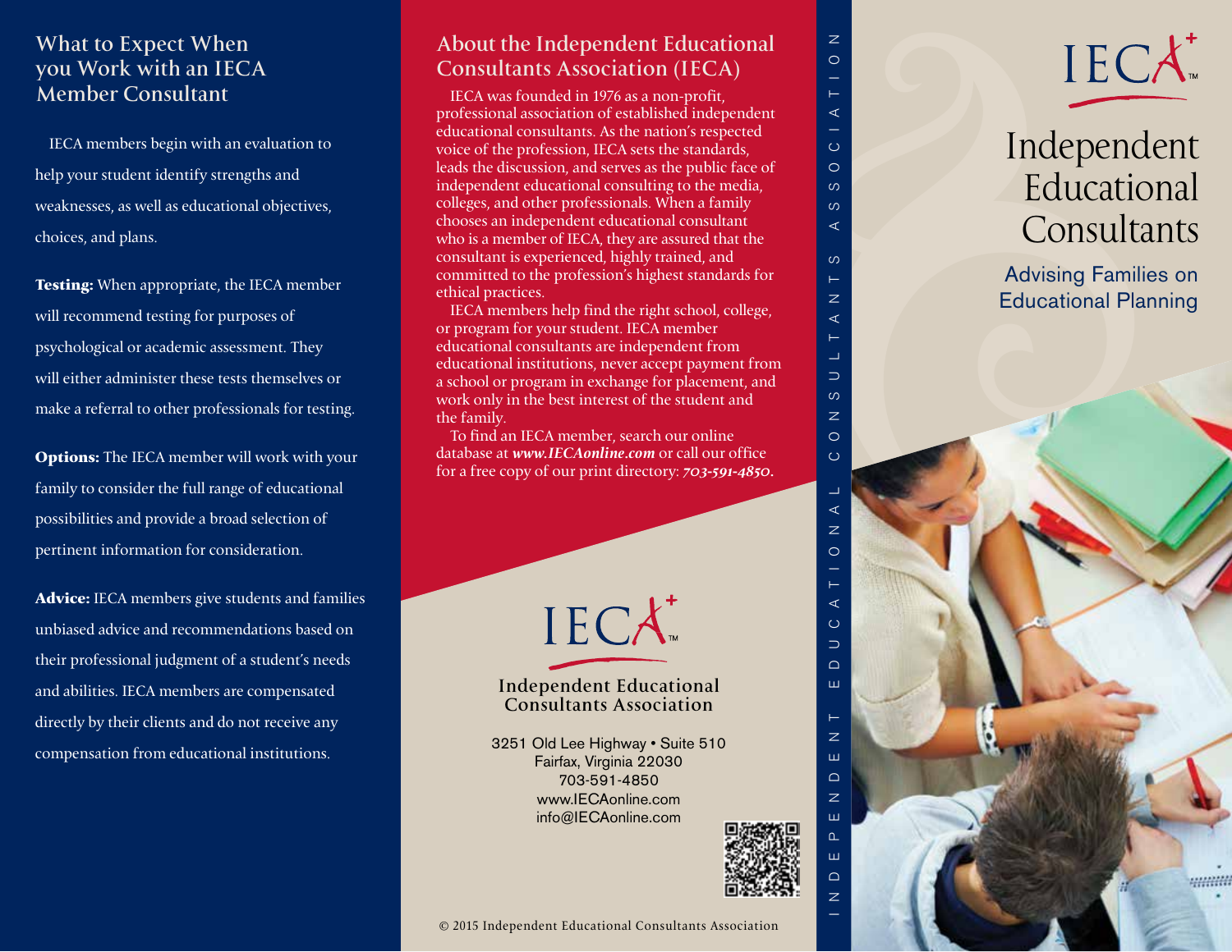## What to Expect When you Work with an IECA Member Consultant

IECA members begin with an evaluation to help your student identify strengths and weaknesses, as well as educational objectives, choices, and plans.

**Testing:** When appropriate, the IECA member will recommend testing for purposes of psychological or academic assessment. They will either administer these tests themselves or make a referral to other professionals for testing.

**Options:** The IECA member will work with your family to consider the full range of educational possibilities and provide a broad selection of pertinent information for consideration.

**Advice:** IECA members give students and families unbiased advice and recommendations based on their professional judgment of a student's needs and abilities. IECA members are compensated directly by their clients and do not receive any compensation from educational institutions.

## About the Independent Educational Consultants Association (IECA)

IECA was founded in 1976 as a non-profit, professional association of established independent educational consultants. As the nation's respected voice of the profession, IECA sets the standards, leads the discussion, and serves as the public face of independent educational consulting to the media, colleges, and other professionals. When a family chooses an independent educational consultant who is a member of IECA, they are assured that the consultant is experienced, highly trained, and committed to the profession's highest standards for ethical practices.

IECA members help find the right school, college, or program for your student. IECA member educational consultants are independent from educational institutions, never accept payment from a school or program in exchange for placement, and work only in the best interest of the student and the family.

To find an IECA member, search our online database at ***www.IECAonline.com*** or call our office for a free copy of our print directory: ***703-591-4850.***

IECA™

**Independent Educational Consultants Association**

3251 Old Lee Highway • Suite 510
Fairfax, Virginia 22030
703-591-4850
www.IECAonline.com
info@IECAonline.com

© 2015 Independent Educational Consultants Association

INDEPENDENT EDUCATIONAL CONSULTANTS ASSOCIATION

IECA™

# Independent Educational Consultants

Advising Families on Educational Planning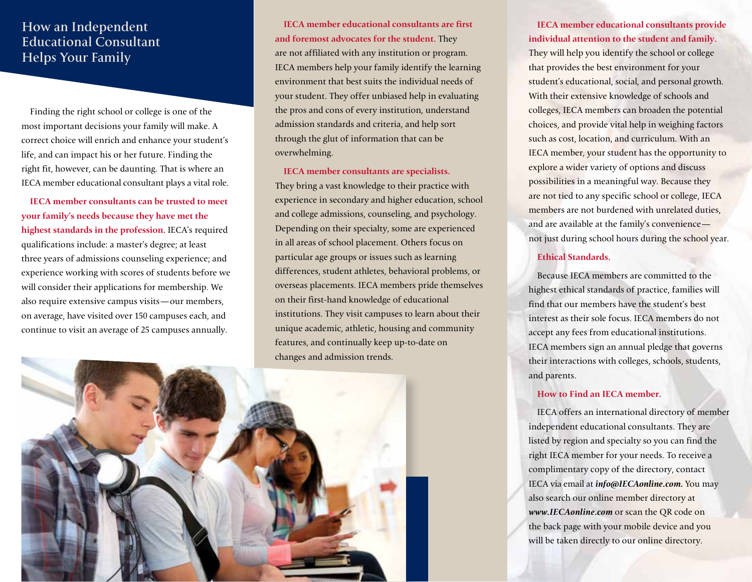# How an Independent Educational Consultant Helps Your Family

Finding the right school or college is one of the most important decisions your family will make. A correct choice will enrich and enhance your student's life, and can impact his or her future. Finding the right fit, however, can be daunting. That is where an IECA member educational consultant plays a vital role.

**IECA member consultants can be trusted to meet your family's needs because they have met the highest standards in the profession.** IECA's required qualifications include: a master's degree; at least three years of admissions counseling experience; and experience working with scores of students before we will consider their applications for membership. We also require extensive campus visits—our members, on average, have visited over 150 campuses each, and continue to visit an average of 25 campuses annually.

**IECA member educational consultants are first and foremost advocates for the student.** They are not affiliated with any institution or program. IECA members help your family identify the learning environment that best suits the individual needs of your student. They offer unbiased help in evaluating the pros and cons of every institution, understand admission standards and criteria, and help sort through the glut of information that can be overwhelming.

**IECA member consultants are specialists.** They bring a vast knowledge to their practice with experience in secondary and higher education, school and college admissions, counseling, and psychology. Depending on their specialty, some are experienced in all areas of school placement. Others focus on particular age groups or issues such as learning differences, student athletes, behavioral problems, or overseas placements. IECA members pride themselves on their first-hand knowledge of educational institutions. They visit campuses to learn about their unique academic, athletic, housing and community features, and continually keep up-to-date on changes and admission trends.

**IECA member educational consultants provide individual attention to the student and family.** They will help you identify the school or college that provides the best environment for your student's educational, social, and personal growth. With their extensive knowledge of schools and colleges, IECA members can broaden the potential choices, and provide vital help in weighing factors such as cost, location, and curriculum. With an IECA member, your student has the opportunity to explore a wider variety of options and discuss possibilities in a meaningful way. Because they are not tied to any specific school or college, IECA members are not burdened with unrelated duties, and are available at the family's convenience—not just during school hours during the school year.

**Ethical Standards.**

Because IECA members are committed to the highest ethical standards of practice, families will find that our members have the student's best interest as their sole focus. IECA members do not accept any fees from educational institutions. IECA members sign an annual pledge that governs their interactions with colleges, schools, students, and parents.

**How to Find an IECA member.**

IECA offers an international directory of member independent educational consultants. They are listed by region and specialty so you can find the right IECA member for your needs. To receive a complimentary copy of the directory, contact IECA via email at ***info@IECAonline.com.*** You may also search our online member directory at ***www.IECAonline.com*** or scan the QR code on the back page with your mobile device and you will be taken directly to our online directory.